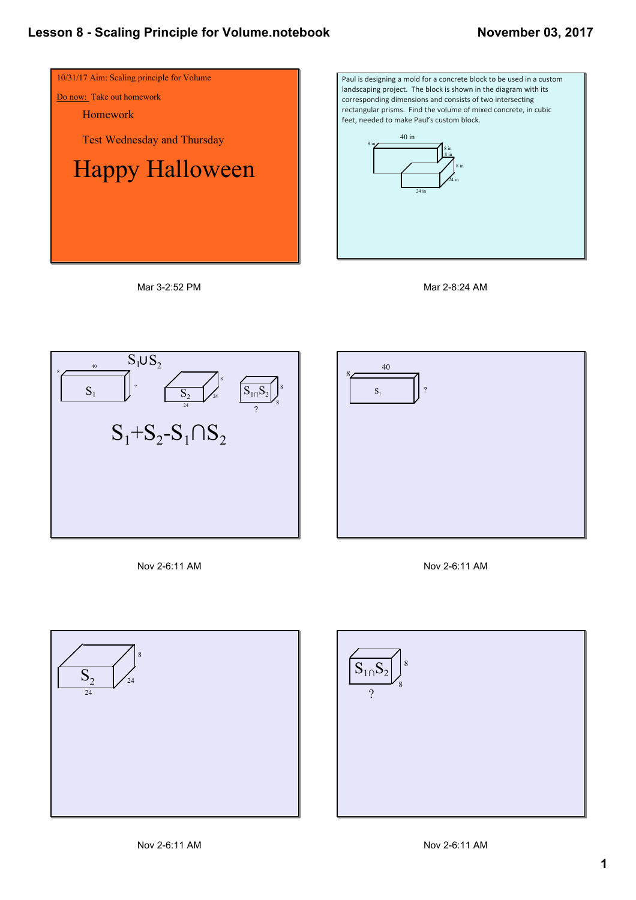# Lesson 8 - Scaling Principle for Volume.notebook

November 03, 2017

10/31/17 Aim: Scaling principle for Volume

Do now: Take out homework

Homework

Test Wednesday and Thursday

## Happy Halloween

Mar 3-2:52 PM

---

Paul is designing a mold for a concrete block to be used in a custom landscaping project. The block is shown in the diagram with its corresponding dimensions and consists of two intersecting rectangular prisms. Find the volume of mixed concrete, in cubic feet, needed to make Paul's custom block.

40 in, 8 in, 8 in, 8 in, 8 in, 24 in, 24 in

Mar 2-8:24 AM

---

$S_1 \cup S_2$

$S_1$: 40, 8, ?

$S_2$: 24, 24, 8

$S_1 \cap S_2$: 8, 8, ?

$$S_1 + S_2 - S_1 \cap S_2$$

Nov 2-6:11 AM

---

$S_1$: 40, 8, ?

Nov 2-6:11 AM

---

$S_2$: 8, 24, 24

Nov 2-6:11 AM

---

$S_1 \cap S_2$: 8, 8, ?

Nov 2-6:11 AM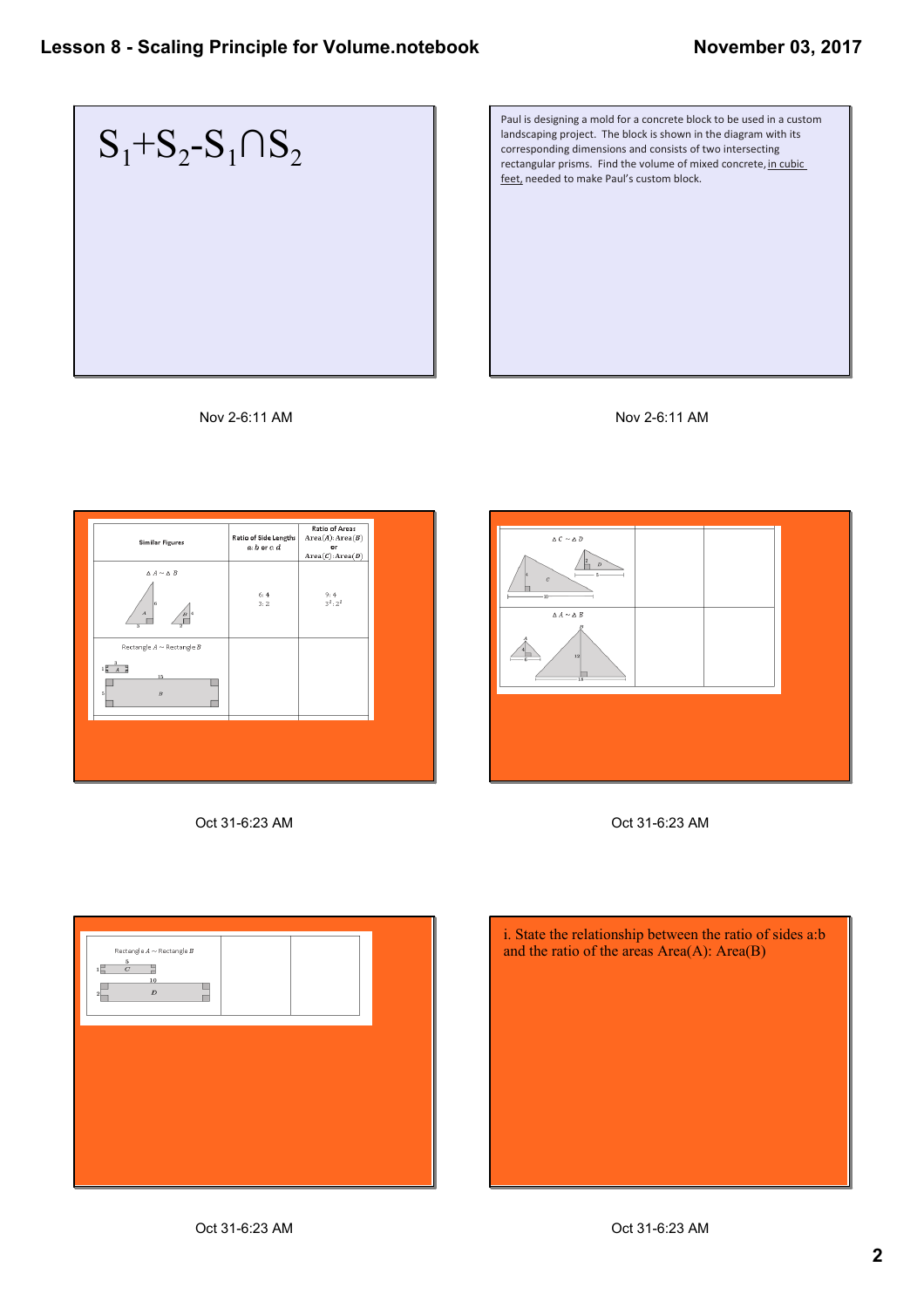$S_1+S_2-S_1 \cap S_2$

Nov 2-6:11 AM

Paul is designing a mold for a concrete block to be used in a custom landscaping project. The block is shown in the diagram with its corresponding dimensions and consists of two intersecting rectangular prisms. Find the volume of mixed concrete, in cubic feet, needed to make Paul's custom block.

Nov 2-6:11 AM

| Similar Figures | Ratio of Side Lengths $a:b$ or $c:d$ | Ratio of Areas Area($A$): Area($B$) or Area($C$): Area($D$) |
|---|---|---|
| $\triangle A \sim \triangle B$ | 6: 4<br>3: 2 | 9: 4<br>$3^2 : 2^2$ |
| Rectangle $A$ ~ Rectangle $B$ | | |

Oct 31-6:23 AM

| | | |
|---|---|---|
| $\triangle C \sim \triangle D$ | | |
| $\triangle A \sim \triangle B$ | | |

Oct 31-6:23 AM

| | | |
|---|---|---|
| Rectangle $A$ ~ Rectangle $B$ | | |

Oct 31-6:23 AM

i. State the relationship between the ratio of sides a:b and the ratio of the areas Area(A): Area(B)

Oct 31-6:23 AM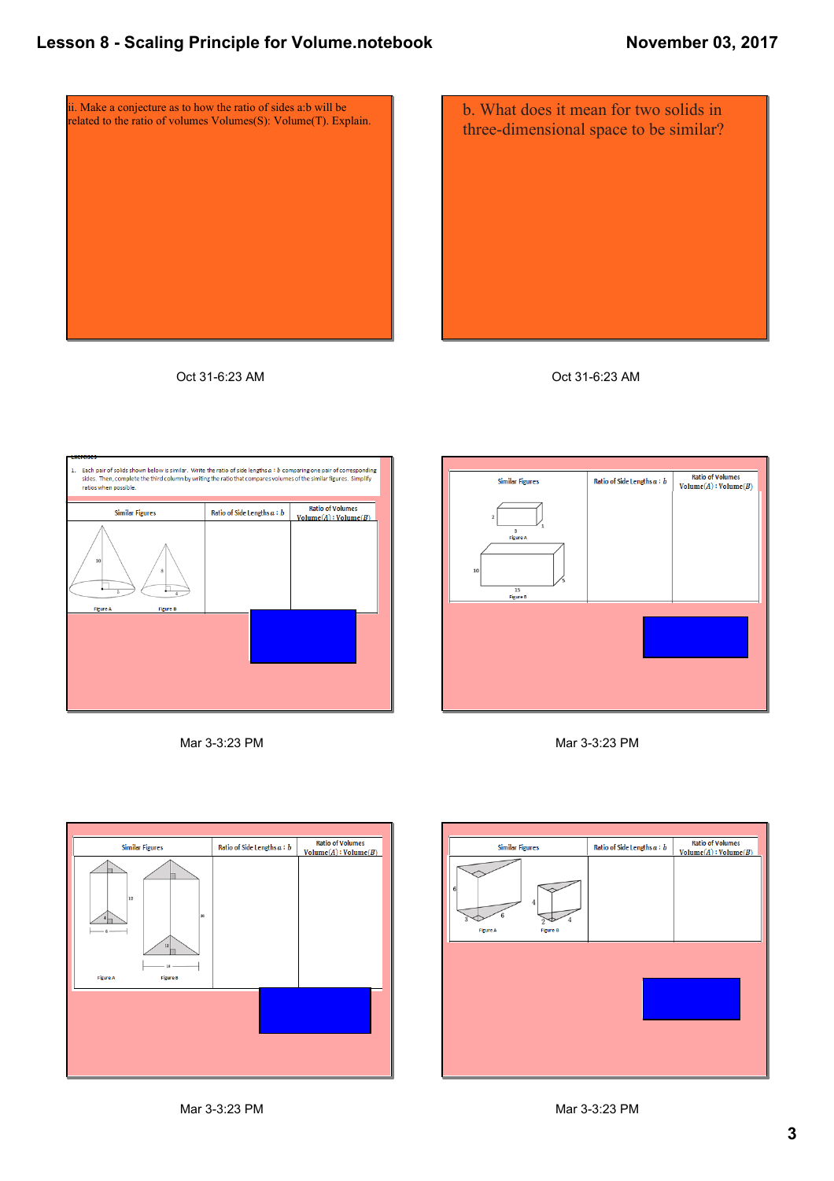ii. Make a conjecture as to how the ratio of sides a:b will be related to the ratio of volumes Volumes(S): Volume(T). Explain.

Oct 31-6:23 AM

b. What does it mean for two solids in three-dimensional space to be similar?

Oct 31-6:23 AM

Exercises

1. Each pair of solids shown below is similar. Write the ratio of side lengths $a : b$ comparing one pair of corresponding sides. Then, complete the third column by writing the ratio that compares volumes of the similar figures. Simplify ratios when possible.

| Similar Figures | Ratio of Side Lengths $a : b$ | Ratio of Volumes $\text{Volume}(A) : \text{Volume}(B)$ |
|---|---|---|
| Figure A (10, 5); Figure B (8, 4) | | |

Mar 3-3:23 PM

| Similar Figures | Ratio of Side Lengths $a : b$ | Ratio of Volumes $\text{Volume}(A) : \text{Volume}(B)$ |
|---|---|---|
| Figure A (2, 3, 1); Figure B (10, 15, 5) | | |

Mar 3-3:23 PM

| Similar Figures | Ratio of Side Lengths $a : b$ | Ratio of Volumes $\text{Volume}(A) : \text{Volume}(B)$ |
|---|---|---|
| Figure A (12, 4, 6); Figure B (36, 12, 18) | | |

Mar 3-3:23 PM

| Similar Figures | Ratio of Side Lengths $a : b$ | Ratio of Volumes $\text{Volume}(A) : \text{Volume}(B)$ |
|---|---|---|
| Figure A (6, 3, 6); Figure B (4, 2, 4) | | |

Mar 3-3:23 PM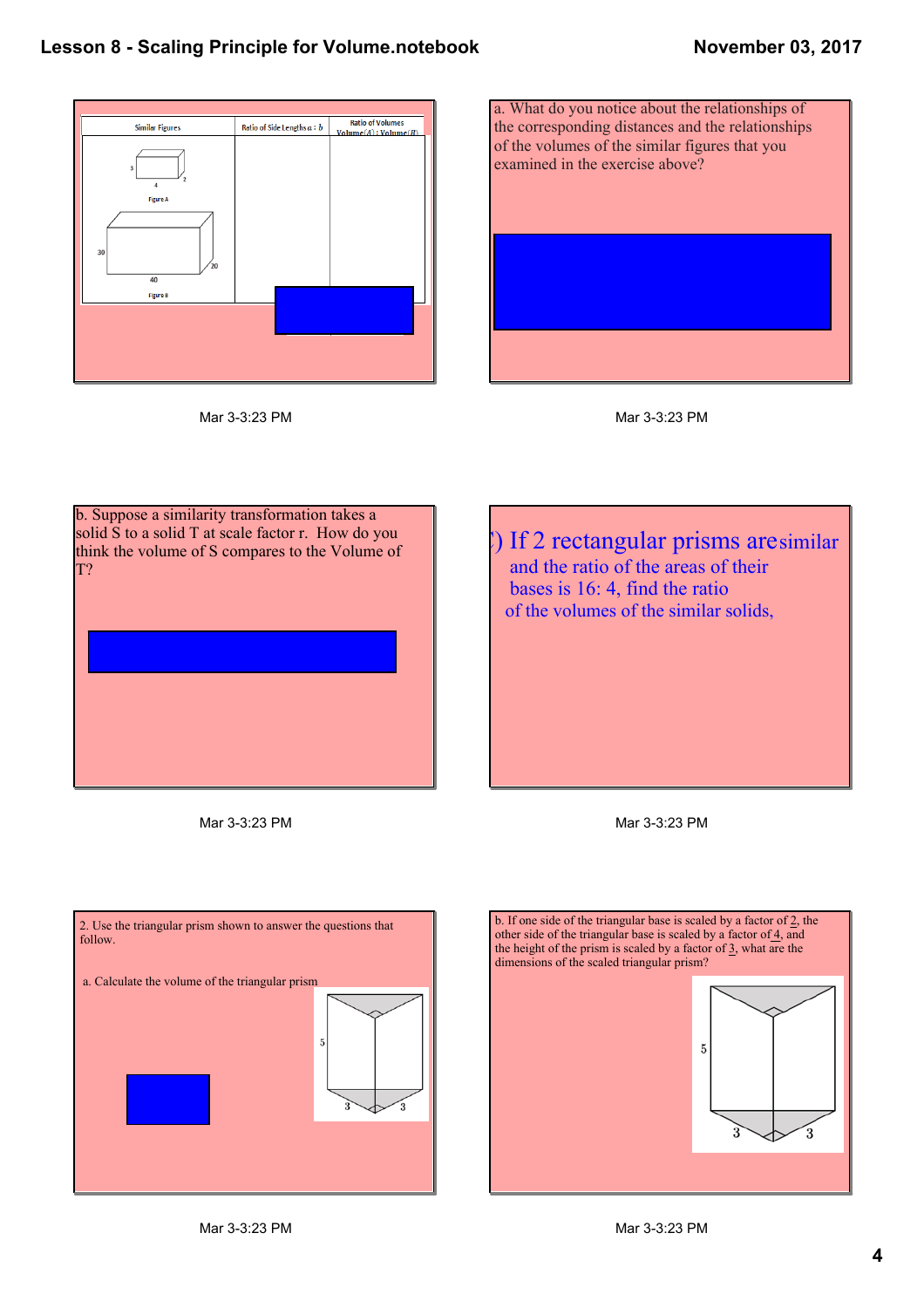| Similar Figures | Ratio of Side Lengths $a : b$ | Ratio of Volumes Volume($A$) : Volume($B$) |
| --- | --- | --- |
| Figure A (3, 4, 2); Figure B (30, 40, 20) | | |

Mar 3-3:23 PM

a. What do you notice about the relationships of the corresponding distances and the relationships of the volumes of the similar figures that you examined in the exercise above?

Mar 3-3:23 PM

b. Suppose a similarity transformation takes a solid S to a solid T at scale factor r. How do you think the volume of S compares to the Volume of T?

Mar 3-3:23 PM

c) If 2 rectangular prisms are similar and the ratio of the areas of their bases is 16: 4, find the ratio of the volumes of the similar solids,

Mar 3-3:23 PM

2. Use the triangular prism shown to answer the questions that follow.

a. Calculate the volume of the triangular prism

5, 3, 3

Mar 3-3:23 PM

b. If one side of the triangular base is scaled by a factor of 2, the other side of the triangular base is scaled by a factor of 4, and the height of the prism is scaled by a factor of 3, what are the dimensions of the scaled triangular prism?

5, 3, 3

Mar 3-3:23 PM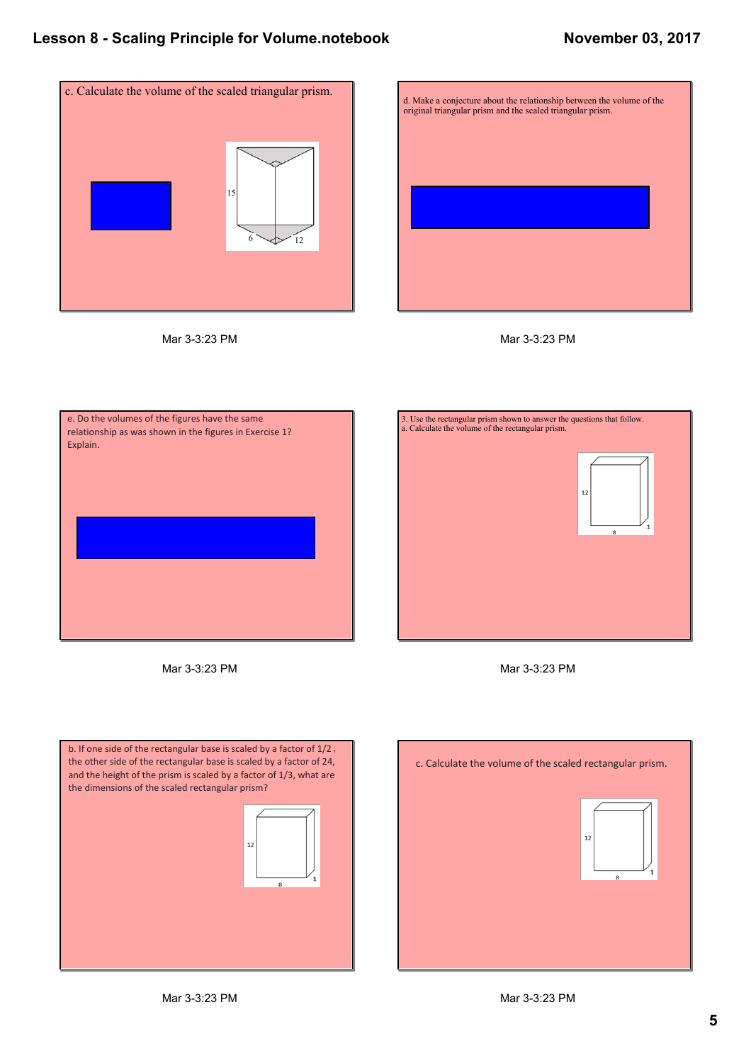c. Calculate the volume of the scaled triangular prism.

15

6 12

Mar 3-3:23 PM

d. Make a conjecture about the relationship between the volume of the original triangular prism and the scaled triangular prism.

Mar 3-3:23 PM

e. Do the volumes of the figures have the same relationship as was shown in the figures in Exercise 1? Explain.

Mar 3-3:23 PM

3. Use the rectangular prism shown to answer the questions that follow.
a. Calculate the volume of the rectangular prism.

12

8 1

Mar 3-3:23 PM

b. If one side of the rectangular base is scaled by a factor of 1/2 , the other side of the rectangular base is scaled by a factor of 24, and the height of the prism is scaled by a factor of 1/3, what are the dimensions of the scaled rectangular prism?

12

8 1

Mar 3-3:23 PM

c. Calculate the volume of the scaled rectangular prism.

12

8 1

Mar 3-3:23 PM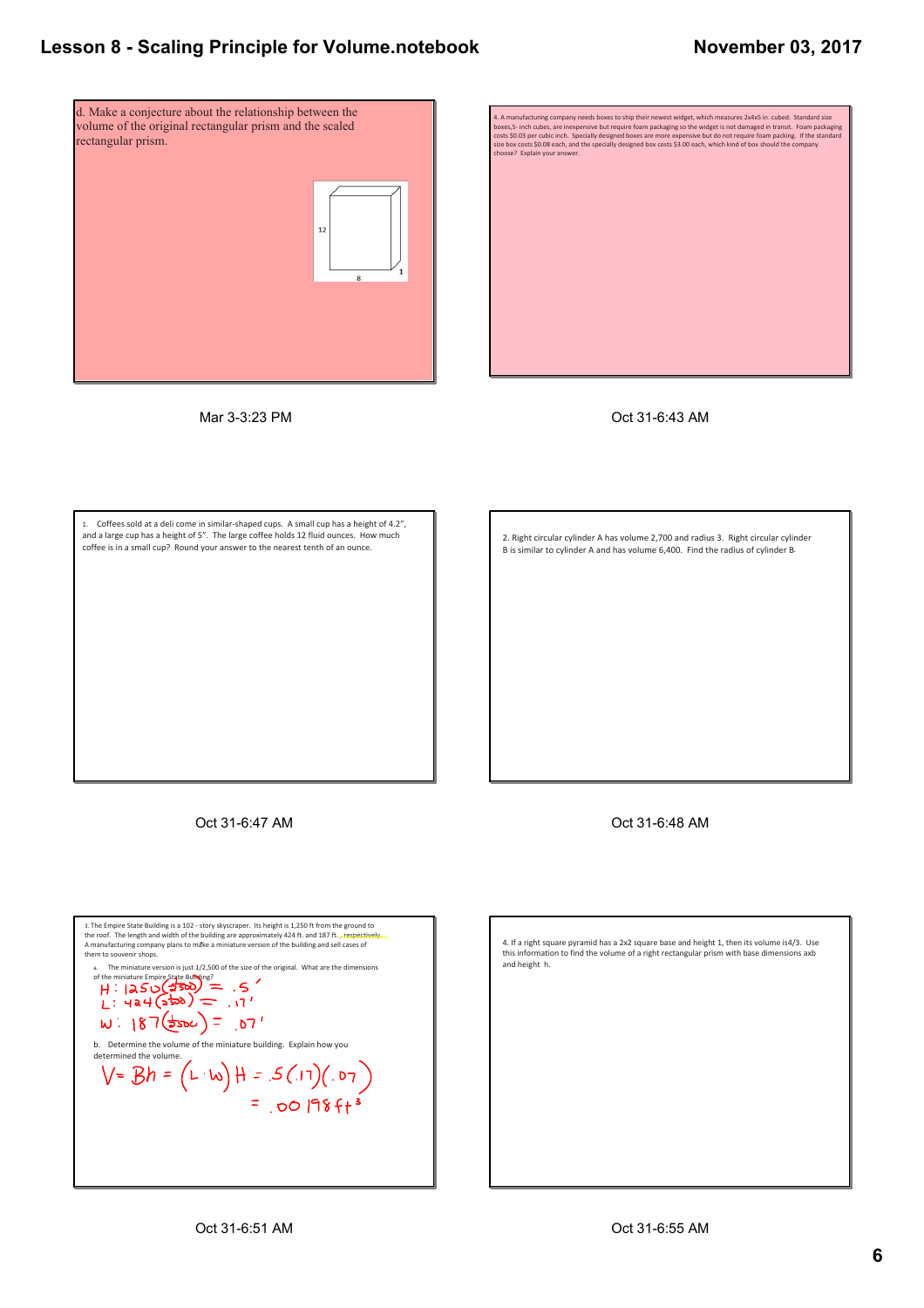d. Make a conjecture about the relationship between the volume of the original rectangular prism and the scaled rectangular prism.

12

8

1

Mar 3-3:23 PM

4. A manufacturing company needs boxes to ship their newest widget, which measures 2x4x5 in. cubed. Standard size boxes, 5-inch cubes, are inexpensive but require foam packaging so the widget is not damaged in transit. Foam packaging costs $0.03 per cubic inch. Specially designed boxes are more expensive but do not require foam packing. If the standard size box costs $0.08 each, and the specially designed box costs $3.00 each, which kind of box should the company choose? Explain your answer.

Oct 31-6:43 AM

1. Coffees sold at a deli come in similar-shaped cups. A small cup has a height of 4.2", and a large cup has a height of 5". The large coffee holds 12 fluid ounces. How much coffee is in a small cup? Round your answer to the nearest tenth of an ounce.

Oct 31-6:47 AM

2. Right circular cylinder A has volume 2,700 and radius 3. Right circular cylinder B is similar to cylinder A and has volume 6,400. Find the radius of cylinder B.

Oct 31-6:48 AM

3. The Empire State Building is a 102 - story skyscraper. Its height is 1,250 ft from the ground to the roof. The length and width of the building are approximately 424 ft. and 187 ft. , respectively. A manufacturing company plans to make a miniature version of the building and sell cases of them to souvenir shops.

a. The miniature version is just 1/2,500 of the size of the original. What are the dimensions of the miniature Empire State Building?

H: $1250\left(\frac{1}{2500}\right) = .5'$

L: $424\left(\frac{1}{2500}\right) = .17'$

W: $187\left(\frac{1}{2500}\right) = .07'$

b. Determine the volume of the miniature building. Explain how you determined the volume.

$V = Bh = (L \cdot W)H = .5(.17)(.07)$

$= .00198 \text{ ft}^3$

Oct 31-6:51 AM

4. If a right square pyramid has a 2x2 square base and height 1, then its volume is 4/3. Use this information to find the volume of a right rectangular prism with base dimensions axb and height h.

Oct 31-6:55 AM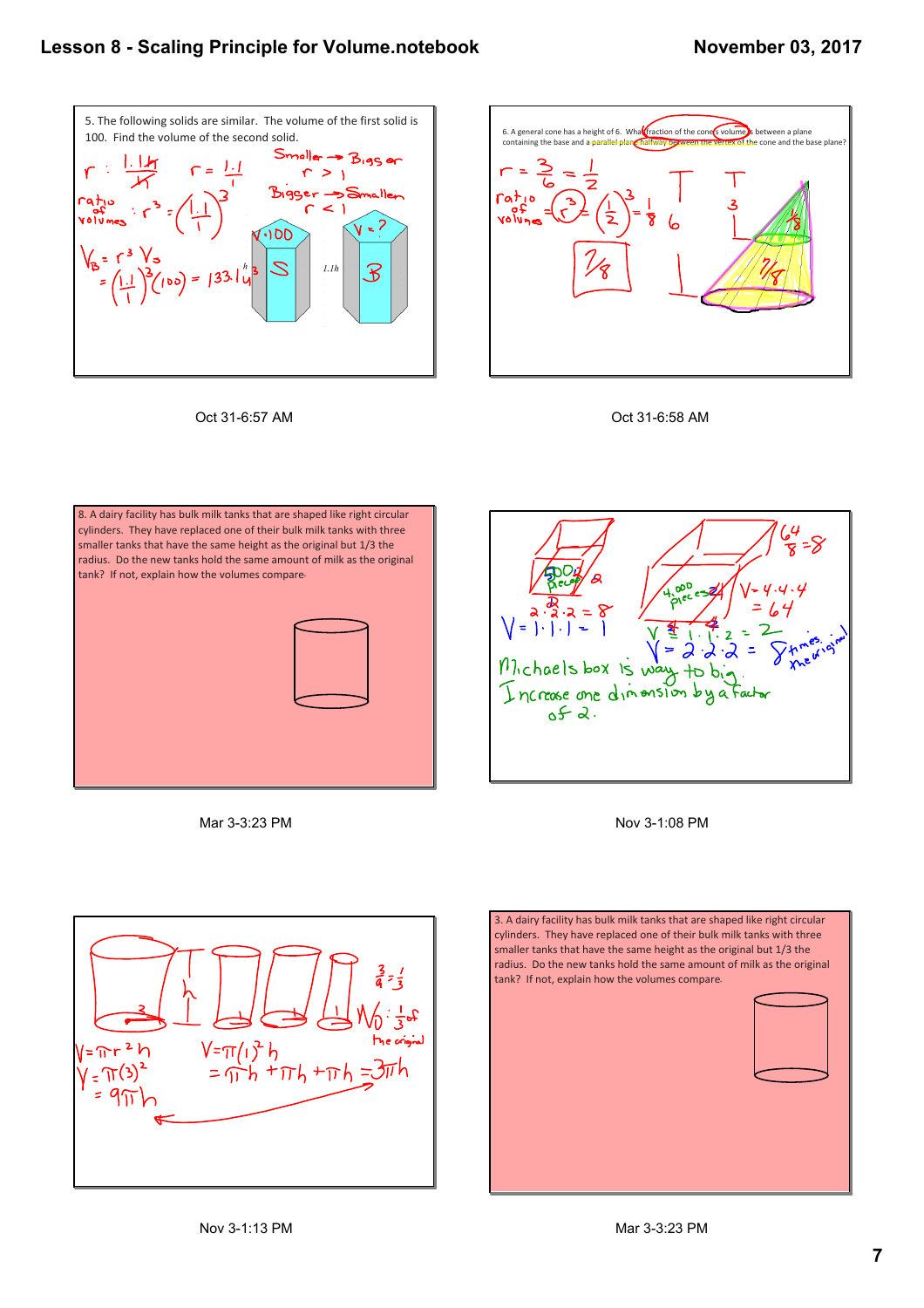5. The following solids are similar. The volume of the first solid is 100. Find the volume of the second solid.

$r : \frac{1.1h}{h}$ $r = \frac{1.1}{1}$

Smaller → Bigger $r > 1$

Bigger → Smaller $r < 1$

ratio of volumes : $r^3 = \left(\frac{1.1}{1}\right)^3$

$V_B = r^3 V_S$

$= \left(\frac{1.1}{1}\right)^3(100) = 133.1 u^3$

V=100, V=?, S, B, h, 1.1h

Oct 31-6:57 AM

6. A general cone has a height of 6. What fraction of the cone's volume is between a plane containing the base and a parallel plane halfway between the vertex of the cone and the base plane?

$r = \frac{3}{6} = \frac{1}{2}$

ratio of volumes $= r^3 = \left(\frac{1}{2}\right)^3 = \frac{1}{8}$

$\frac{7}{8}$

6, 3, $\frac{1}{8}$, $\frac{7}{8}$

Oct 31-6:58 AM

8. A dairy facility has bulk milk tanks that are shaped like right circular cylinders. They have replaced one of their bulk milk tanks with three smaller tanks that have the same height as the original but 1/3 the radius. Do the new tanks hold the same amount of milk as the original tank? If not, explain how the volumes compare.

Mar 3-3:23 PM

$\frac{64}{8} = 8$

500 pieces, 2, 2·2·2 = 8

$V = 1 \cdot 1 \cdot 1 = 1$

4,000 pieces, 4

$V = 4 \cdot 4 \cdot 4 = 64$

$V = 1 \cdot 1 \cdot 2 = 2$

$V = 2 \cdot 2 \cdot 2 = 8$ times the original

Michaels box is way to big.

Increase one dimension by a factor of 2.

Nov 3-1:08 PM

$V = \pi r^2 h$

$V = \pi(3)^2 h$

$= 9\pi h$

$V = \pi(1)^2 h$

$= \pi h + \pi h + \pi h = 3\pi h$

$\frac{3}{9} = \frac{1}{3}$

$V_O : \frac{1}{3}$ of the original

Nov 3-1:13 PM

3. A dairy facility has bulk milk tanks that are shaped like right circular cylinders. They have replaced one of their bulk milk tanks with three smaller tanks that have the same height as the original but 1/3 the radius. Do the new tanks hold the same amount of milk as the original tank? If not, explain how the volumes compare.

Mar 3-3:23 PM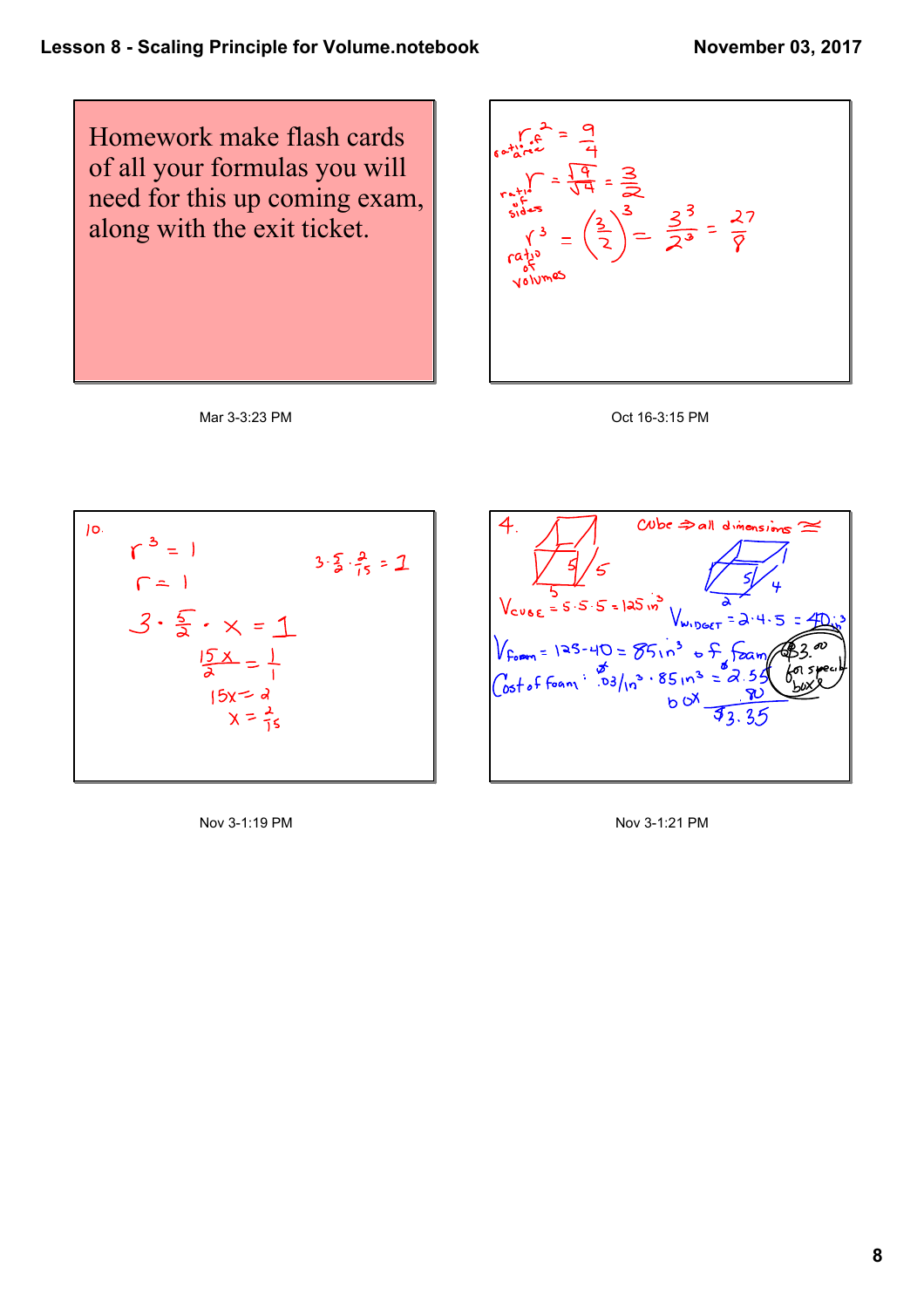Homework make flash cards of all your formulas you will need for this up coming exam, along with the exit ticket.

Mar 3-3:23 PM

ratio of area $r^2 = \frac{9}{4}$

ratio of sides $r = \frac{\sqrt{9}}{\sqrt{4}} = \frac{3}{2}$

ratio of volumes $r^3 = \left(\frac{3}{2}\right)^3 = \frac{3^3}{2^3} = \frac{27}{8}$

Oct 16-3:15 PM

10.

$r^3 = 1$

$r = 1$

$3 \cdot \frac{5}{2} \cdot x = 1$

$\frac{15x}{2} = \frac{1}{1}$

$15x = 2$

$x = \frac{2}{15}$

$3 \cdot \frac{5}{2} \cdot \frac{2}{15} = 1$

Nov 3-1:19 PM

4.

Cube ⇒ all dimensions ≅

$V_{CUBE} = 5 \cdot 5 \cdot 5 = 125 \text{ in}^3$

$V_{WIDGET} = 2 \cdot 4 \cdot 5 = 40 \text{ in}^3$

$V_{Foam} = 125 - 40 = 85 \text{ in}^3$ of foam

Cost of Foam: $.03/\text{in}^3 \cdot 85 \text{ in}^3 = \$2.55$

box $.80$

$\$3.35$

$3.00 for special box

Nov 3-1:21 PM